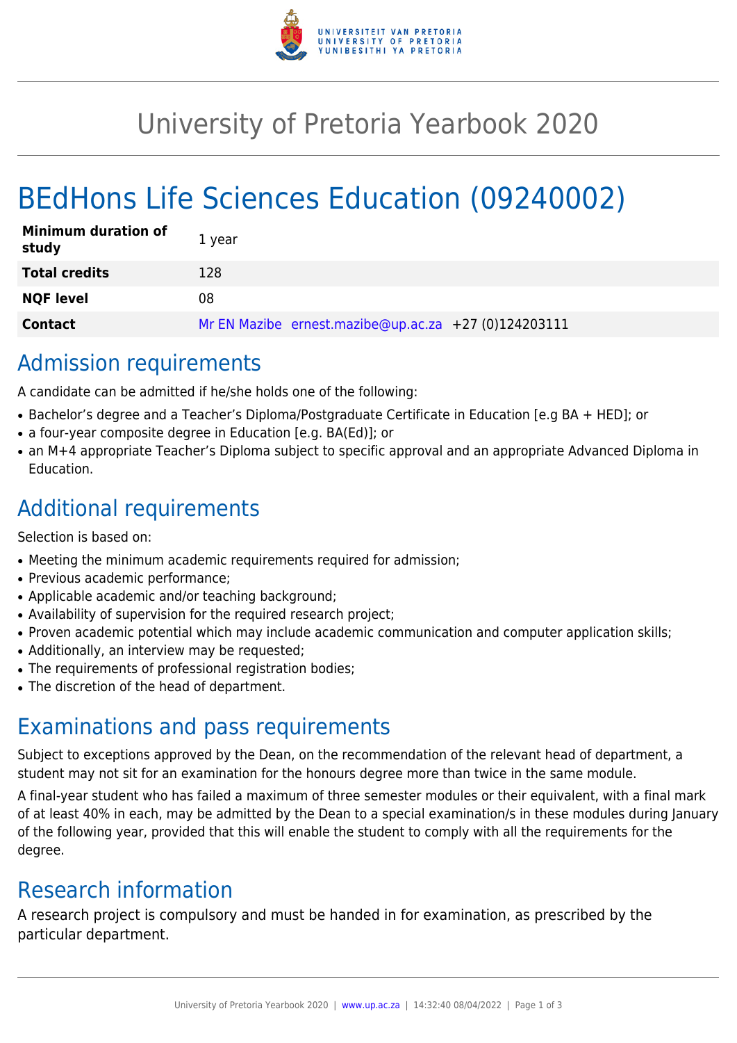# University of Pretoria Yearbook 2020

# BEdHons Life Sciences Education (09240002)

| | |
|---|---|
| **Minimum duration of study** | 1 year |
| **Total credits** | 128 |
| **NQF level** | 08 |
| **Contact** | Mr EN Mazibe ernest.mazibe@up.ac.za +27 (0)124203111 |

## Admission requirements

A candidate can be admitted if he/she holds one of the following:

- Bachelor's degree and a Teacher's Diploma/Postgraduate Certificate in Education [e.g BA + HED]; or
- a four-year composite degree in Education [e.g. BA(Ed)]; or
- an M+4 appropriate Teacher's Diploma subject to specific approval and an appropriate Advanced Diploma in Education.

## Additional requirements

Selection is based on:

- Meeting the minimum academic requirements required for admission;
- Previous academic performance;
- Applicable academic and/or teaching background;
- Availability of supervision for the required research project;
- Proven academic potential which may include academic communication and computer application skills;
- Additionally, an interview may be requested;
- The requirements of professional registration bodies;
- The discretion of the head of department.

## Examinations and pass requirements

Subject to exceptions approved by the Dean, on the recommendation of the relevant head of department, a student may not sit for an examination for the honours degree more than twice in the same module.

A final-year student who has failed a maximum of three semester modules or their equivalent, with a final mark of at least 40% in each, may be admitted by the Dean to a special examination/s in these modules during January of the following year, provided that this will enable the student to comply with all the requirements for the degree.

## Research information

A research project is compulsory and must be handed in for examination, as prescribed by the particular department.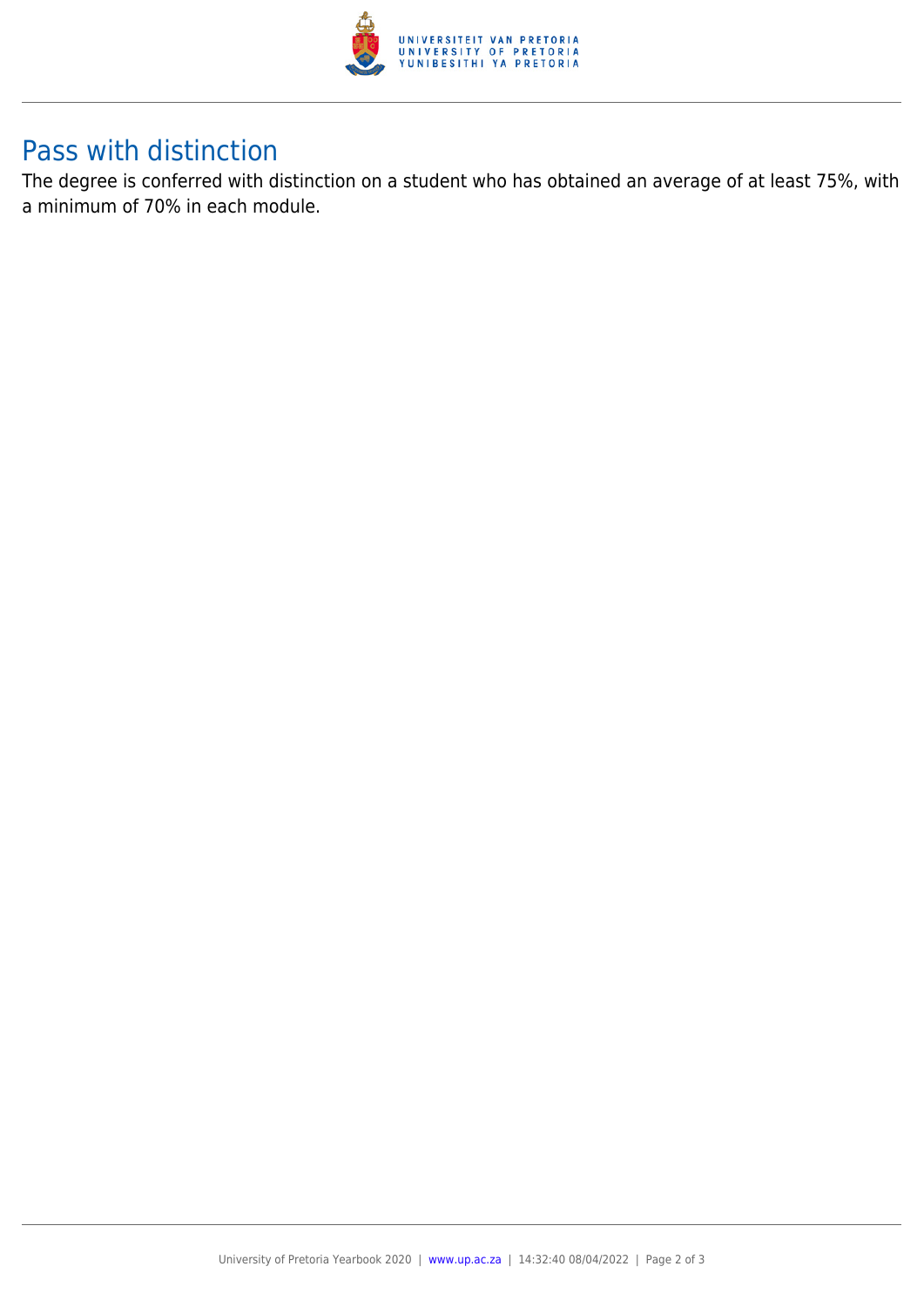## Pass with distinction

The degree is conferred with distinction on a student who has obtained an average of at least 75%, with a minimum of 70% in each module.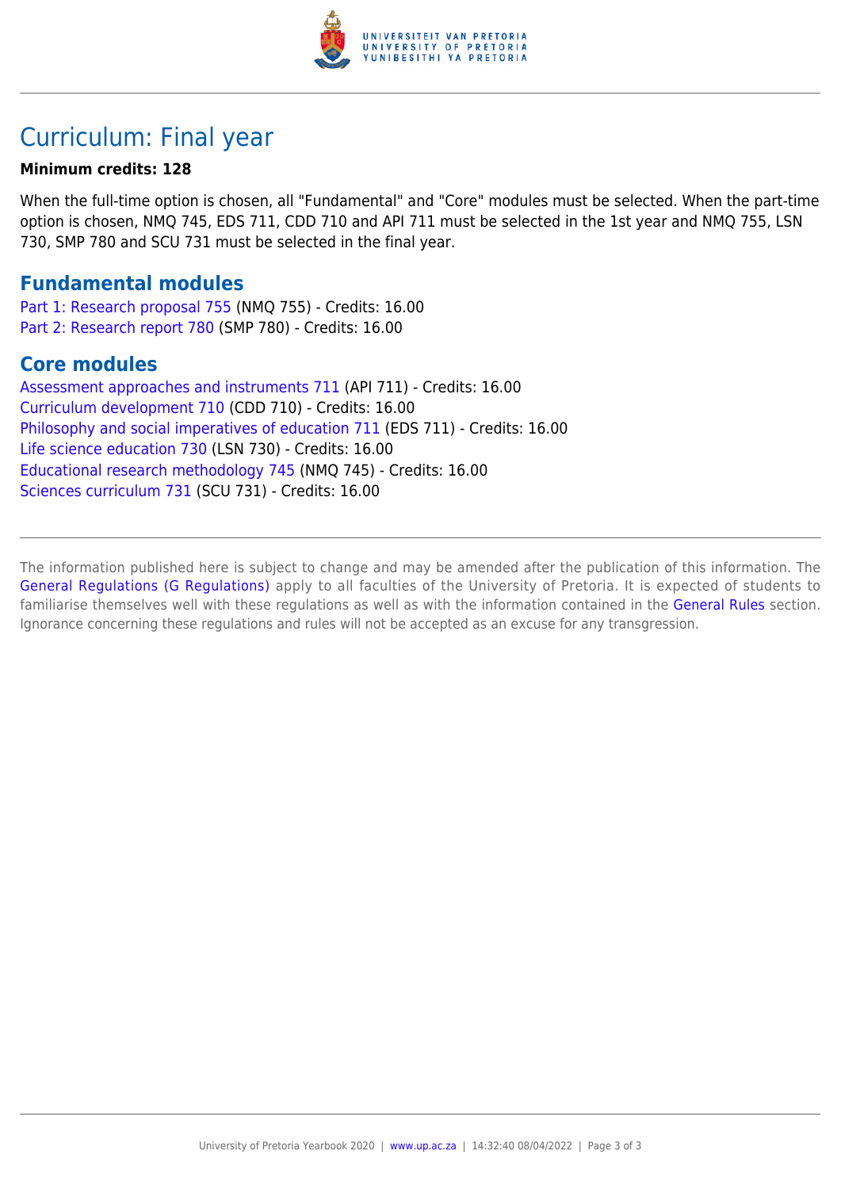# Curriculum: Final year

**Minimum credits: 128**

When the full-time option is chosen, all "Fundamental" and "Core" modules must be selected. When the part-time option is chosen, NMQ 745, EDS 711, CDD 710 and API 711 must be selected in the 1st year and NMQ 755, LSN 730, SMP 780 and SCU 731 must be selected in the final year.

## Fundamental modules

Part 1: Research proposal 755 (NMQ 755) - Credits: 16.00
Part 2: Research report 780 (SMP 780) - Credits: 16.00

## Core modules

Assessment approaches and instruments 711 (API 711) - Credits: 16.00
Curriculum development 710 (CDD 710) - Credits: 16.00
Philosophy and social imperatives of education 711 (EDS 711) - Credits: 16.00
Life science education 730 (LSN 730) - Credits: 16.00
Educational research methodology 745 (NMQ 745) - Credits: 16.00
Sciences curriculum 731 (SCU 731) - Credits: 16.00

The information published here is subject to change and may be amended after the publication of this information. The General Regulations (G Regulations) apply to all faculties of the University of Pretoria. It is expected of students to familiarise themselves well with these regulations as well as with the information contained in the General Rules section. Ignorance concerning these regulations and rules will not be accepted as an excuse for any transgression.